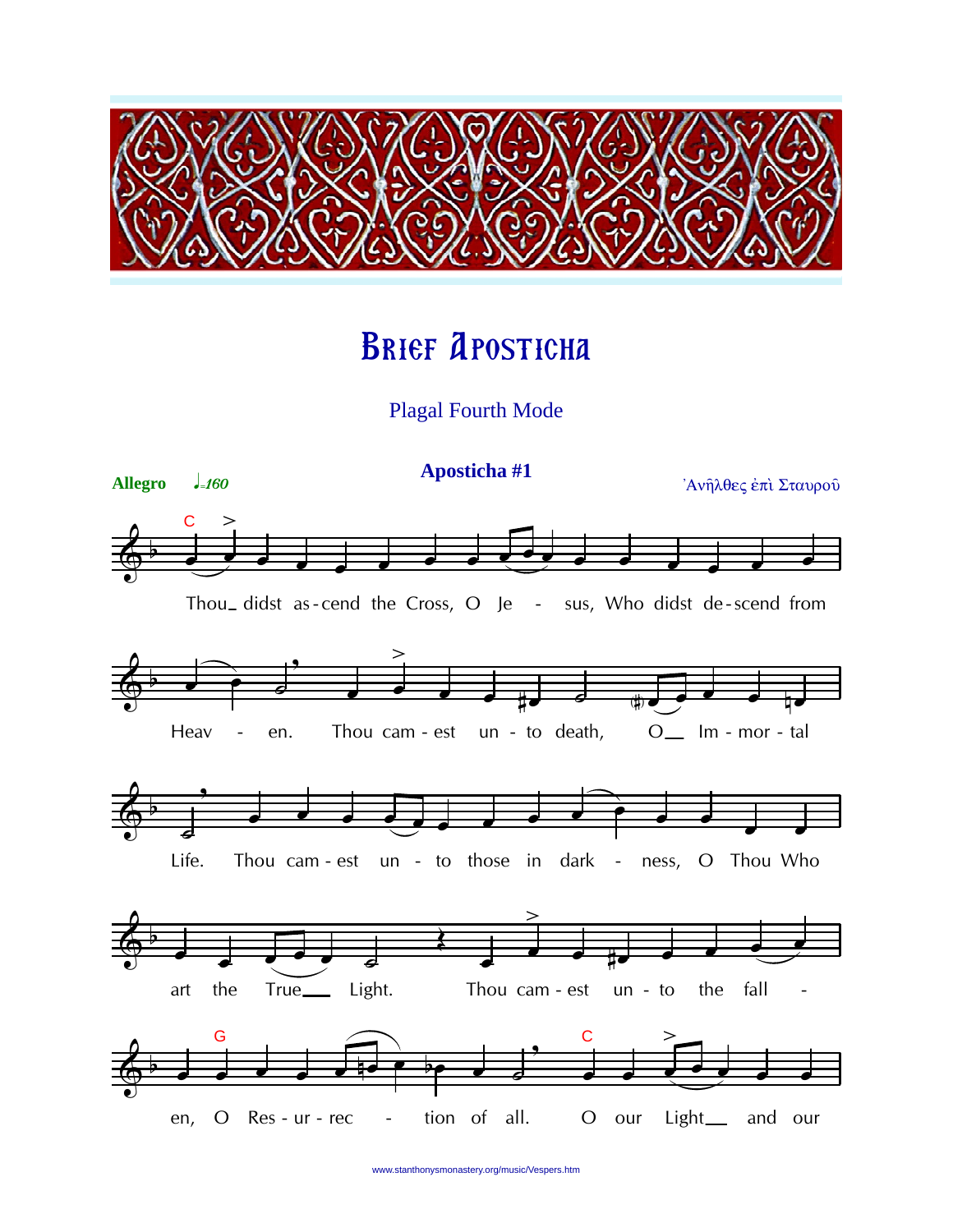# Brief Aposticha

Plagal Fourth Mode

## Aposticha #1

**Allegro** ♩=160

Ἀνῆλθες ἐπὶ Σταυροῦ

Thou didst as-cend the Cross, O Je - sus, Who didst de-scend from Heav - en. Thou cam-est un-to death, O Im-mor-tal Life. Thou cam-est un - to those in dark - ness, O Thou Who art the True Light. Thou cam-est un-to the fall - en, O Res-ur-rec - tion of all. O our Light and our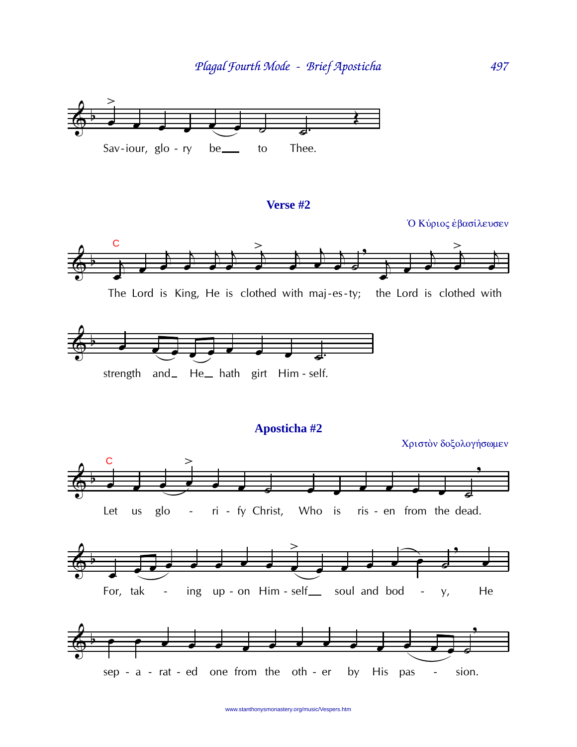Sav-iour, glo - ry be___ to Thee.

### Verse #2

Ὁ Κύριος ἐβασίλευσεν

The Lord is King, He is clothed with maj-es-ty; the Lord is clothed with strength and_ He_ hath girt Him - self.

### Aposticha #2

Χριστὸν δοξολογήσωμεν

Let us glo - ri - fy Christ, Who is ris - en from the dead.

For, tak - ing up - on Him - self___ soul and bod - y, He sep - a - rat - ed one from the oth - er by His pas - sion.

www.stanthonysmonastery.org/music/Vespers.htm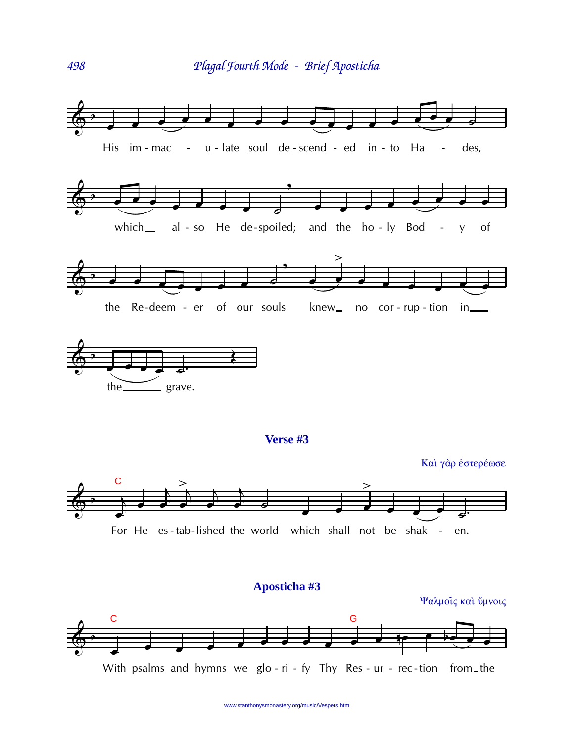His im-mac - u-late soul de-scend-ed in-to Ha - des,

which al-so He de-spoiled; and the ho-ly Bod - y of

the Re-deem-er of our souls knew no cor-rup-tion in

the grave.

**Verse #3**

Καὶ γὰρ ἐστερέωσε

For He es-tab-lished the world which shall not be shak - en.

**Apósticha #3**

Ψαλμοῖς καὶ ὕμνοις

With psalms and hymns we glo-ri-fy Thy Res-ur-rec-tion from the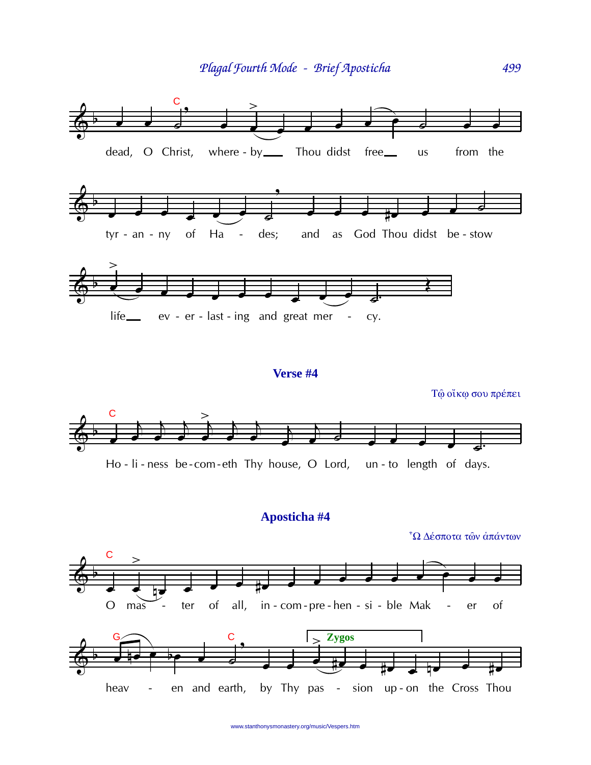dead, O Christ, where - by ___ Thou didst free ___ us from the

tyr - an - ny of Ha - des; and as God Thou didst be - stow

life ___ ev - er - last - ing and great mer - cy.

### Verse #4

Τῷ οἴκῳ σου πρέπει

Ho - li - ness be - com - eth Thy house, O Lord, un - to length of days.

### Aposticha #4

Ὦ Δέσποτα τῶν ἀπάντων

O mas - ter of all, in - com - pre - hen - si - ble Mak - er of

heav - en and earth, by Thy pas - sion up - on the Cross Thou

Zygos

www.stanthonysmonastery.org/music/Vespers.htm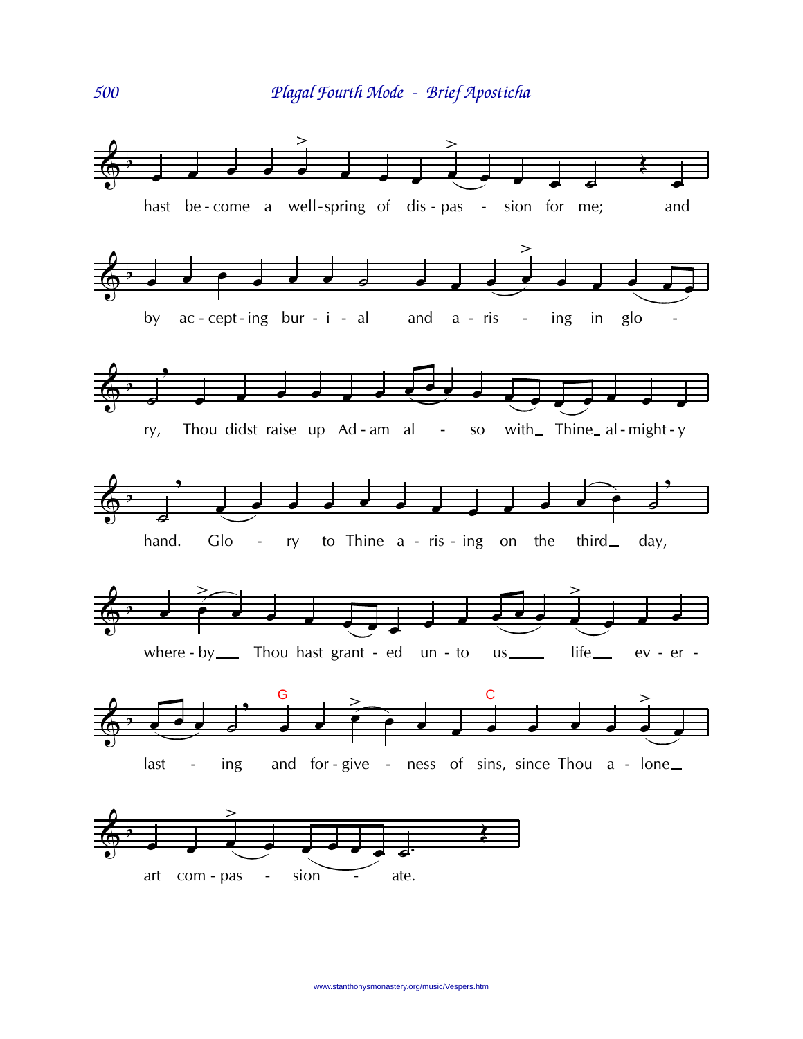hast be-come a well-spring of dis-pas - sion for me; and

by ac-cept-ing bur-i-al and a-ris - ing in glo - ry, Thou didst raise up Ad-am al - so with Thine al-might-y hand. Glo - ry to Thine a-ris-ing on the third day,

where-by Thou hast grant-ed un-to us life ev-er-last - ing and for-give - ness of sins, since Thou a-lone art com-pas - sion - ate.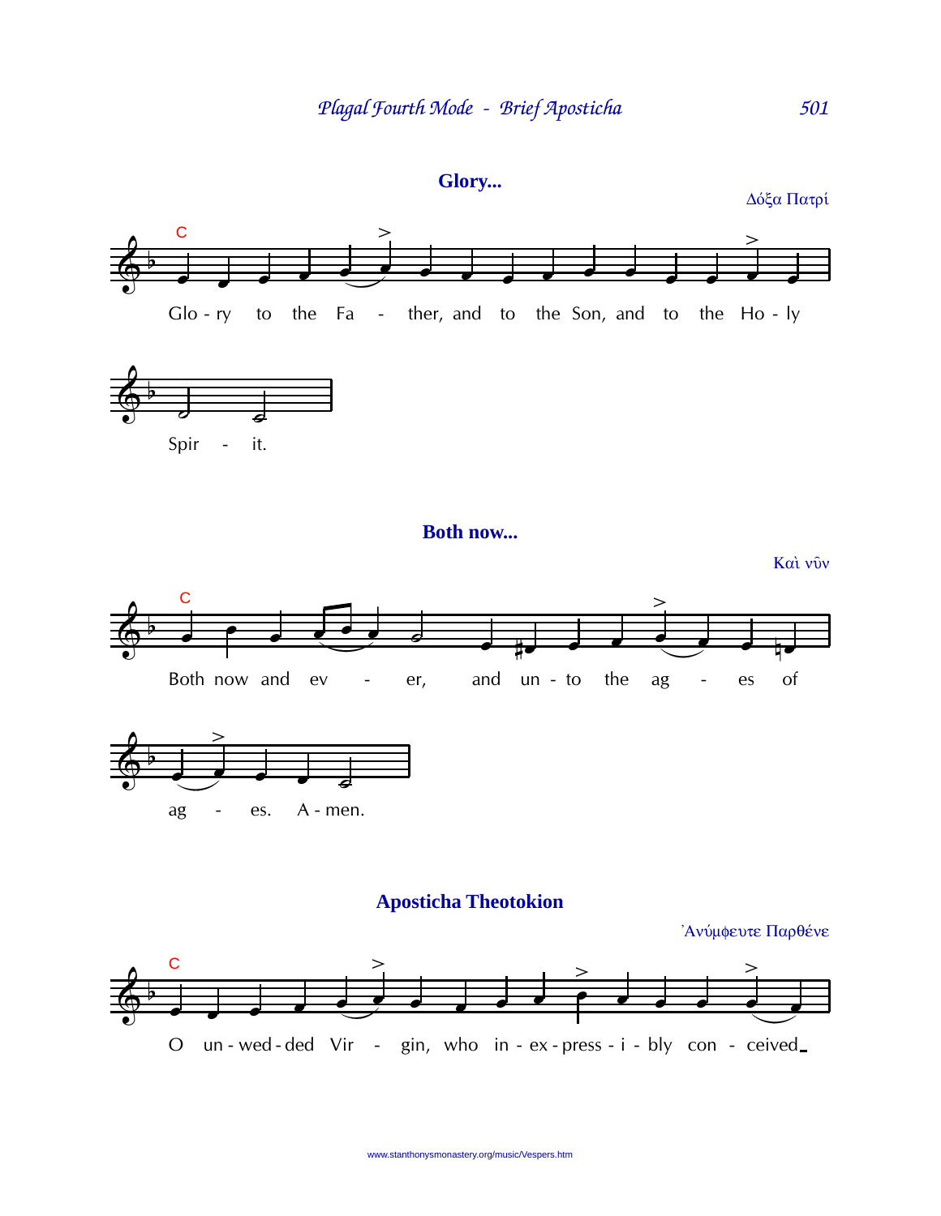## Glory...

Δόξα Πατρί

Glo - ry to the Fa - ther, and to the Son, and to the Ho - ly

Spir - it.

## Both now...

Καὶ νῦν

Both now and ev - er, and un - to the ag - es of

ag - es. A - men.

## Aposticha Theotokion

Ἀνύμφευτε Παρθένε

O un - wed - ded Vir - gin, who in - ex - press - i - bly con - ceived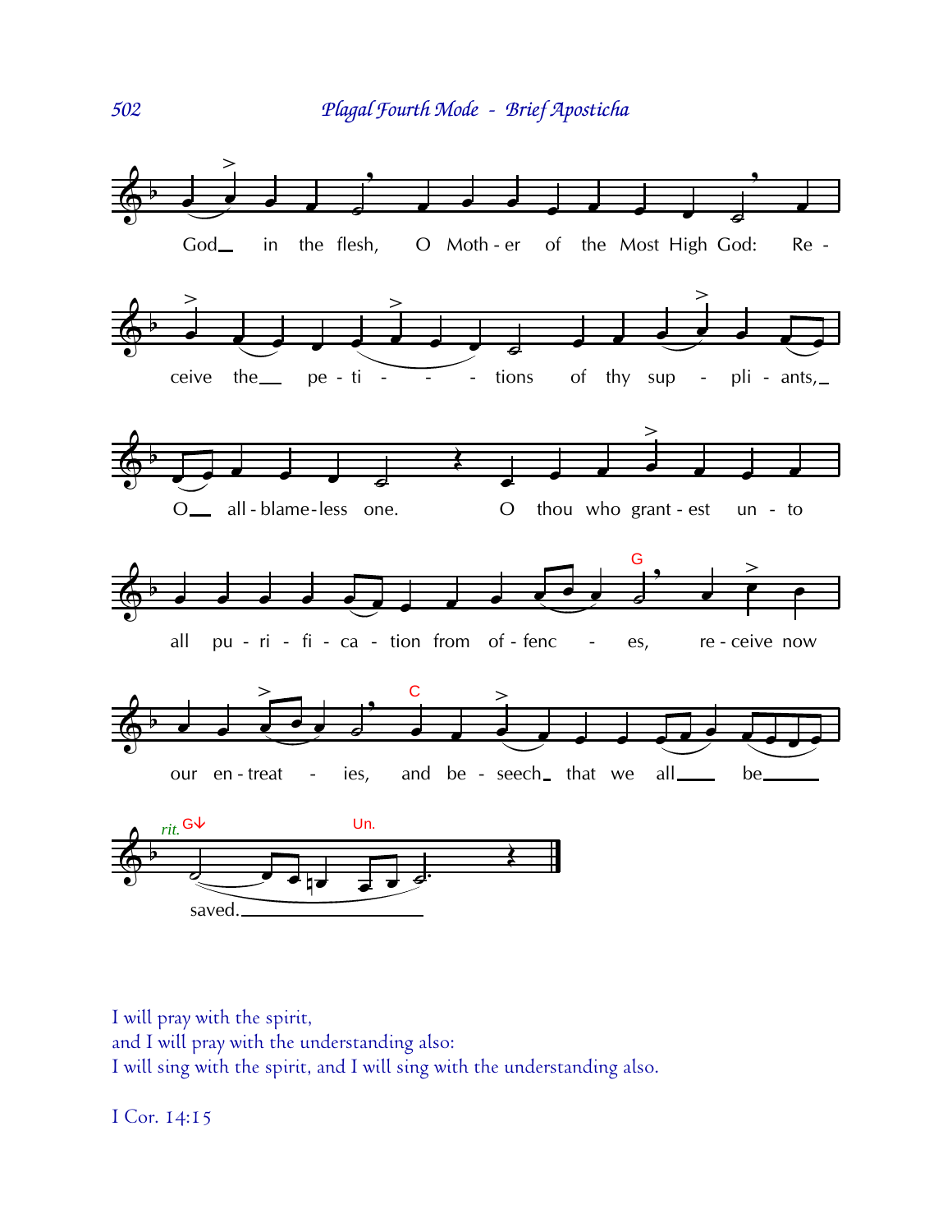God in the flesh, O Mother of the Most High God: Receive the petitions of thy suppliants, O all-blameless one. O thou who grantest unto all purification from offences, receive now our entreaties, and beseech that we all be saved.

I will pray with the spirit,
and I will pray with the understanding also:
I will sing with the spirit, and I will sing with the understanding also.

I Cor. 14:15